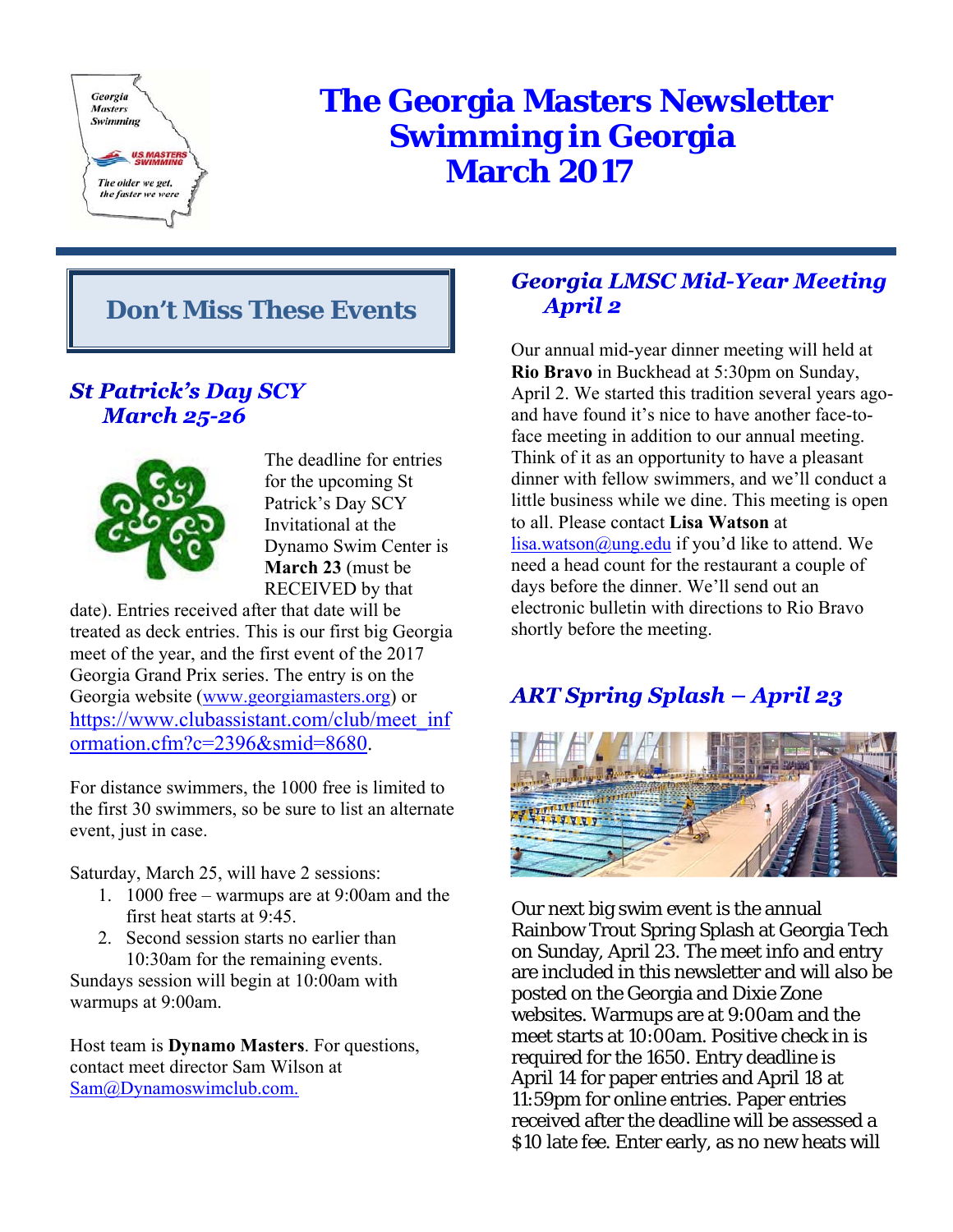# The Georgia Masters Newsletter
# Swimming in Georgia
# March 2017

## Don't Miss These Events

### *St Patrick's Day SCY March 25-26*

The deadline for entries for the upcoming St Patrick's Day SCY Invitational at the Dynamo Swim Center is **March 23** (must be RECEIVED by that date). Entries received after that date will be treated as deck entries. This is our first big Georgia meet of the year, and the first event of the 2017 Georgia Grand Prix series. The entry is on the Georgia website (www.georgiamasters.org) or https://www.clubassistant.com/club/meet_information.cfm?c=2396&smid=8680.

For distance swimmers, the 1000 free is limited to the first 30 swimmers, so be sure to list an alternate event, just in case.

Saturday, March 25, will have 2 sessions:

1. 1000 free – warmups are at 9:00am and the first heat starts at 9:45.
2. Second session starts no earlier than 10:30am for the remaining events.

Sundays session will begin at 10:00am with warmups at 9:00am.

Host team is **Dynamo Masters**. For questions, contact meet director Sam Wilson at Sam@Dynamoswimclub.com.

### *Georgia LMSC Mid-Year Meeting April 2*

Our annual mid-year dinner meeting will held at **Rio Bravo** in Buckhead at 5:30pm on Sunday, April 2. We started this tradition several years ago- and have found it's nice to have another face-to-face meeting in addition to our annual meeting. Think of it as an opportunity to have a pleasant dinner with fellow swimmers, and we'll conduct a little business while we dine. This meeting is open to all. Please contact **Lisa Watson** at lisa.watson@ung.edu if you'd like to attend. We need a head count for the restaurant a couple of days before the dinner. We'll send out an electronic bulletin with directions to Rio Bravo shortly before the meeting.

### *ART Spring Splash – April 23*

Our next big swim event is the annual Rainbow Trout Spring Splash at Georgia Tech on Sunday, April 23. The meet info and entry are included in this newsletter and will also be posted on the Georgia and Dixie Zone websites. Warmups are at 9:00am and the meet starts at 10:00am. Positive check in is required for the 1650. Entry deadline is April 14 for paper entries and April 18 at 11:59pm for online entries. Paper entries received after the deadline will be assessed a $10 late fee. Enter early, as no new heats will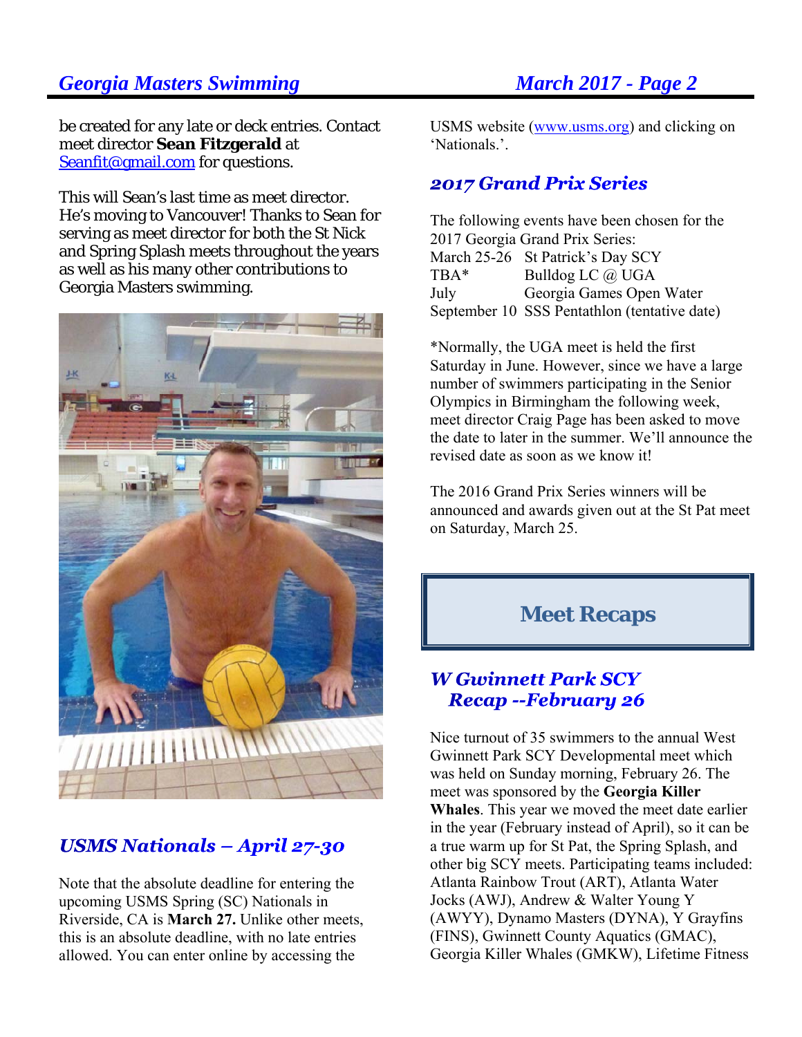be created for any late or deck entries. Contact meet director **Sean Fitzgerald** at [Seanfit@gmail.com](mailto:Seanfit@gmail.com) for questions.

This will Sean's last time as meet director. He's moving to Vancouver! Thanks to Sean for serving as meet director for both the St Nick and Spring Splash meets throughout the years as well as his many other contributions to Georgia Masters swimming.

## *USMS Nationals – April 27-30*

Note that the absolute deadline for entering the upcoming USMS Spring (SC) Nationals in Riverside, CA is **March 27.** Unlike other meets, this is an absolute deadline, with no late entries allowed. You can enter online by accessing the USMS website ([www.usms.org](http://www.usms.org)) and clicking on 'Nationals.'.

## *2017 Grand Prix Series*

The following events have been chosen for the 2017 Georgia Grand Prix Series:

| | |
|---|---|
| March 25-26 | St Patrick's Day SCY |
| TBA* | Bulldog LC @ UGA |
| July | Georgia Games Open Water |
| September 10 | SSS Pentathlon (tentative date) |

*Normally, the UGA meet is held the first Saturday in June. However, since we have a large number of swimmers participating in the Senior Olympics in Birmingham the following week, meet director Craig Page has been asked to move the date to later in the summer. We'll announce the revised date as soon as we know it!

The 2016 Grand Prix Series winners will be announced and awards given out at the St Pat meet on Saturday, March 25.

# Meet Recaps

## *W Gwinnett Park SCY Recap --February 26*

Nice turnout of 35 swimmers to the annual West Gwinnett Park SCY Developmental meet which was held on Sunday morning, February 26. The meet was sponsored by the **Georgia Killer Whales**. This year we moved the meet date earlier in the year (February instead of April), so it can be a true warm up for St Pat, the Spring Splash, and other big SCY meets. Participating teams included: Atlanta Rainbow Trout (ART), Atlanta Water Jocks (AWJ), Andrew & Walter Young Y (AWYY), Dynamo Masters (DYNA), Y Grayfins (FINS), Gwinnett County Aquatics (GMAC), Georgia Killer Whales (GMKW), Lifetime Fitness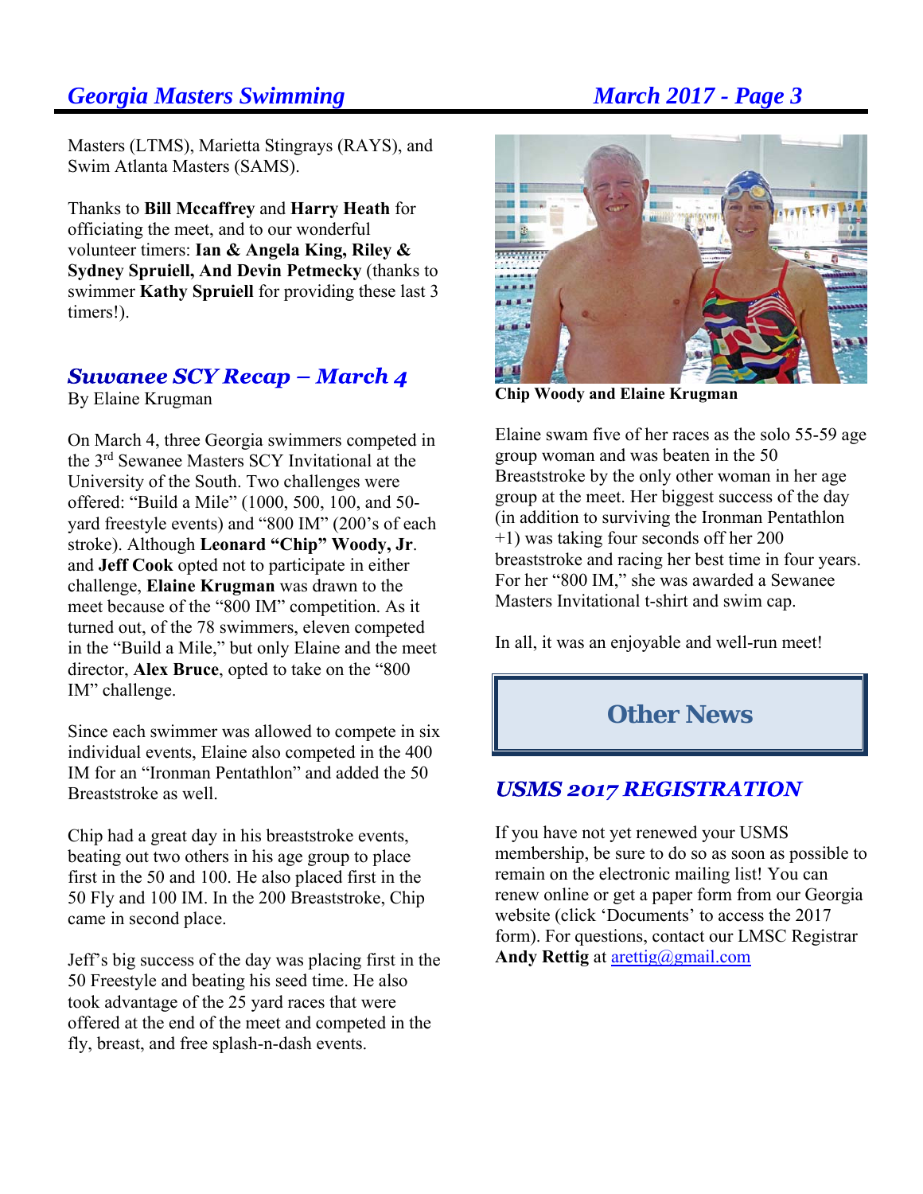Masters (LTMS), Marietta Stingrays (RAYS), and Swim Atlanta Masters (SAMS).

Thanks to **Bill Mccaffrey** and **Harry Heath** for officiating the meet, and to our wonderful volunteer timers: **Ian & Angela King, Riley & Sydney Spruiell, And Devin Petmecky** (thanks to swimmer **Kathy Spruiell** for providing these last 3 timers!).

## *Suwanee SCY Recap – March 4*

By Elaine Krugman

On March 4, three Georgia swimmers competed in the 3rd Sewanee Masters SCY Invitational at the University of the South. Two challenges were offered: "Build a Mile" (1000, 500, 100, and 50-yard freestyle events) and "800 IM" (200's of each stroke). Although **Leonard "Chip" Woody, Jr**. and **Jeff Cook** opted not to participate in either challenge, **Elaine Krugman** was drawn to the meet because of the "800 IM" competition. As it turned out, of the 78 swimmers, eleven competed in the "Build a Mile," but only Elaine and the meet director, **Alex Bruce**, opted to take on the "800 IM" challenge.

Since each swimmer was allowed to compete in six individual events, Elaine also competed in the 400 IM for an "Ironman Pentathlon" and added the 50 Breaststroke as well.

Chip had a great day in his breaststroke events, beating out two others in his age group to place first in the 50 and 100. He also placed first in the 50 Fly and 100 IM. In the 200 Breaststroke, Chip came in second place.

Jeff's big success of the day was placing first in the 50 Freestyle and beating his seed time. He also took advantage of the 25 yard races that were offered at the end of the meet and competed in the fly, breast, and free splash-n-dash events.

**Chip Woody and Elaine Krugman**

Elaine swam five of her races as the solo 55-59 age group woman and was beaten in the 50 Breaststroke by the only other woman in her age group at the meet. Her biggest success of the day (in addition to surviving the Ironman Pentathlon +1) was taking four seconds off her 200 breaststroke and racing her best time in four years. For her "800 IM," she was awarded a Sewanee Masters Invitational t-shirt and swim cap.

In all, it was an enjoyable and well-run meet!

# Other News

## *USMS 2017 REGISTRATION*

If you have not yet renewed your USMS membership, be sure to do so as soon as possible to remain on the electronic mailing list! You can renew online or get a paper form from our Georgia website (click 'Documents' to access the 2017 form). For questions, contact our LMSC Registrar **Andy Rettig** at arettig@gmail.com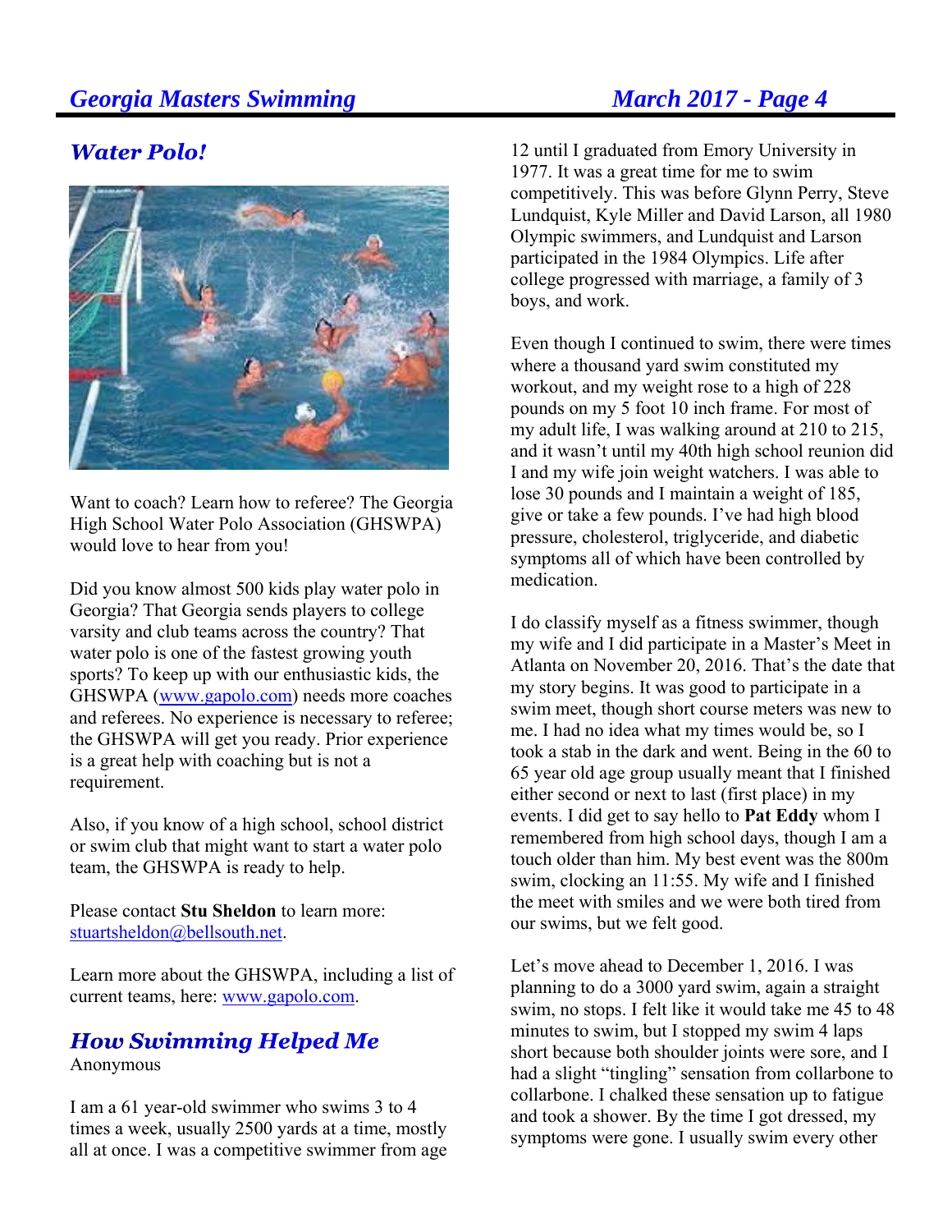## Water Polo!

Want to coach? Learn how to referee? The Georgia High School Water Polo Association (GHSWPA) would love to hear from you!

Did you know almost 500 kids play water polo in Georgia? That Georgia sends players to college varsity and club teams across the country? That water polo is one of the fastest growing youth sports? To keep up with our enthusiastic kids, the GHSWPA (www.gapolo.com) needs more coaches and referees. No experience is necessary to referee; the GHSWPA will get you ready. Prior experience is a great help with coaching but is not a requirement.

Also, if you know of a high school, school district or swim club that might want to start a water polo team, the GHSWPA is ready to help.

Please contact **Stu Sheldon** to learn more: stuartsheldon@bellsouth.net.

Learn more about the GHSWPA, including a list of current teams, here: www.gapolo.com.

## How Swimming Helped Me

Anonymous

I am a 61 year-old swimmer who swims 3 to 4 times a week, usually 2500 yards at a time, mostly all at once. I was a competitive swimmer from age 12 until I graduated from Emory University in 1977. It was a great time for me to swim competitively. This was before Glynn Perry, Steve Lundquist, Kyle Miller and David Larson, all 1980 Olympic swimmers, and Lundquist and Larson participated in the 1984 Olympics. Life after college progressed with marriage, a family of 3 boys, and work.

Even though I continued to swim, there were times where a thousand yard swim constituted my workout, and my weight rose to a high of 228 pounds on my 5 foot 10 inch frame. For most of my adult life, I was walking around at 210 to 215, and it wasn't until my 40th high school reunion did I and my wife join weight watchers. I was able to lose 30 pounds and I maintain a weight of 185, give or take a few pounds. I've had high blood pressure, cholesterol, triglyceride, and diabetic symptoms all of which have been controlled by medication.

I do classify myself as a fitness swimmer, though my wife and I did participate in a Master's Meet in Atlanta on November 20, 2016. That's the date that my story begins. It was good to participate in a swim meet, though short course meters was new to me. I had no idea what my times would be, so I took a stab in the dark and went. Being in the 60 to 65 year old age group usually meant that I finished either second or next to last (first place) in my events. I did get to say hello to **Pat Eddy** whom I remembered from high school days, though I am a touch older than him. My best event was the 800m swim, clocking an 11:55. My wife and I finished the meet with smiles and we were both tired from our swims, but we felt good.

Let's move ahead to December 1, 2016. I was planning to do a 3000 yard swim, again a straight swim, no stops. I felt like it would take me 45 to 48 minutes to swim, but I stopped my swim 4 laps short because both shoulder joints were sore, and I had a slight "tingling" sensation from collarbone to collarbone. I chalked these sensation up to fatigue and took a shower. By the time I got dressed, my symptoms were gone. I usually swim every other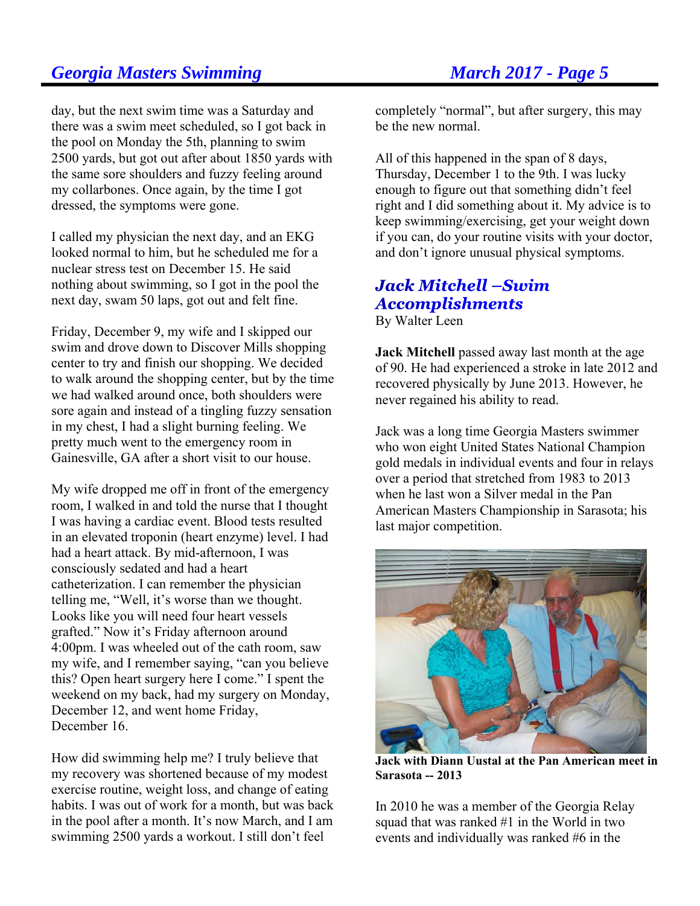day, but the next swim time was a Saturday and there was a swim meet scheduled, so I got back in the pool on Monday the 5th, planning to swim 2500 yards, but got out after about 1850 yards with the same sore shoulders and fuzzy feeling around my collarbones. Once again, by the time I got dressed, the symptoms were gone.

I called my physician the next day, and an EKG looked normal to him, but he scheduled me for a nuclear stress test on December 15. He said nothing about swimming, so I got in the pool the next day, swam 50 laps, got out and felt fine.

Friday, December 9, my wife and I skipped our swim and drove down to Discover Mills shopping center to try and finish our shopping. We decided to walk around the shopping center, but by the time we had walked around once, both shoulders were sore again and instead of a tingling fuzzy sensation in my chest, I had a slight burning feeling. We pretty much went to the emergency room in Gainesville, GA after a short visit to our house.

My wife dropped me off in front of the emergency room, I walked in and told the nurse that I thought I was having a cardiac event. Blood tests resulted in an elevated troponin (heart enzyme) level. I had had a heart attack. By mid-afternoon, I was consciously sedated and had a heart catheterization. I can remember the physician telling me, "Well, it's worse than we thought. Looks like you will need four heart vessels grafted." Now it's Friday afternoon around 4:00pm. I was wheeled out of the cath room, saw my wife, and I remember saying, "can you believe this? Open heart surgery here I come." I spent the weekend on my back, had my surgery on Monday, December 12, and went home Friday, December 16.

How did swimming help me? I truly believe that my recovery was shortened because of my modest exercise routine, weight loss, and change of eating habits. I was out of work for a month, but was back in the pool after a month. It's now March, and I am swimming 2500 yards a workout. I still don't feel completely "normal", but after surgery, this may be the new normal.

All of this happened in the span of 8 days, Thursday, December 1 to the 9th. I was lucky enough to figure out that something didn't feel right and I did something about it. My advice is to keep swimming/exercising, get your weight down if you can, do your routine visits with your doctor, and don't ignore unusual physical symptoms.

## *Jack Mitchell –Swim Accomplishments*

By Walter Leen

**Jack Mitchell** passed away last month at the age of 90. He had experienced a stroke in late 2012 and recovered physically by June 2013. However, he never regained his ability to read.

Jack was a long time Georgia Masters swimmer who won eight United States National Champion gold medals in individual events and four in relays over a period that stretched from 1983 to 2013 when he last won a Silver medal in the Pan American Masters Championship in Sarasota; his last major competition.

**Jack with Diann Uustal at the Pan American meet in Sarasota -- 2013**

In 2010 he was a member of the Georgia Relay squad that was ranked #1 in the World in two events and individually was ranked #6 in the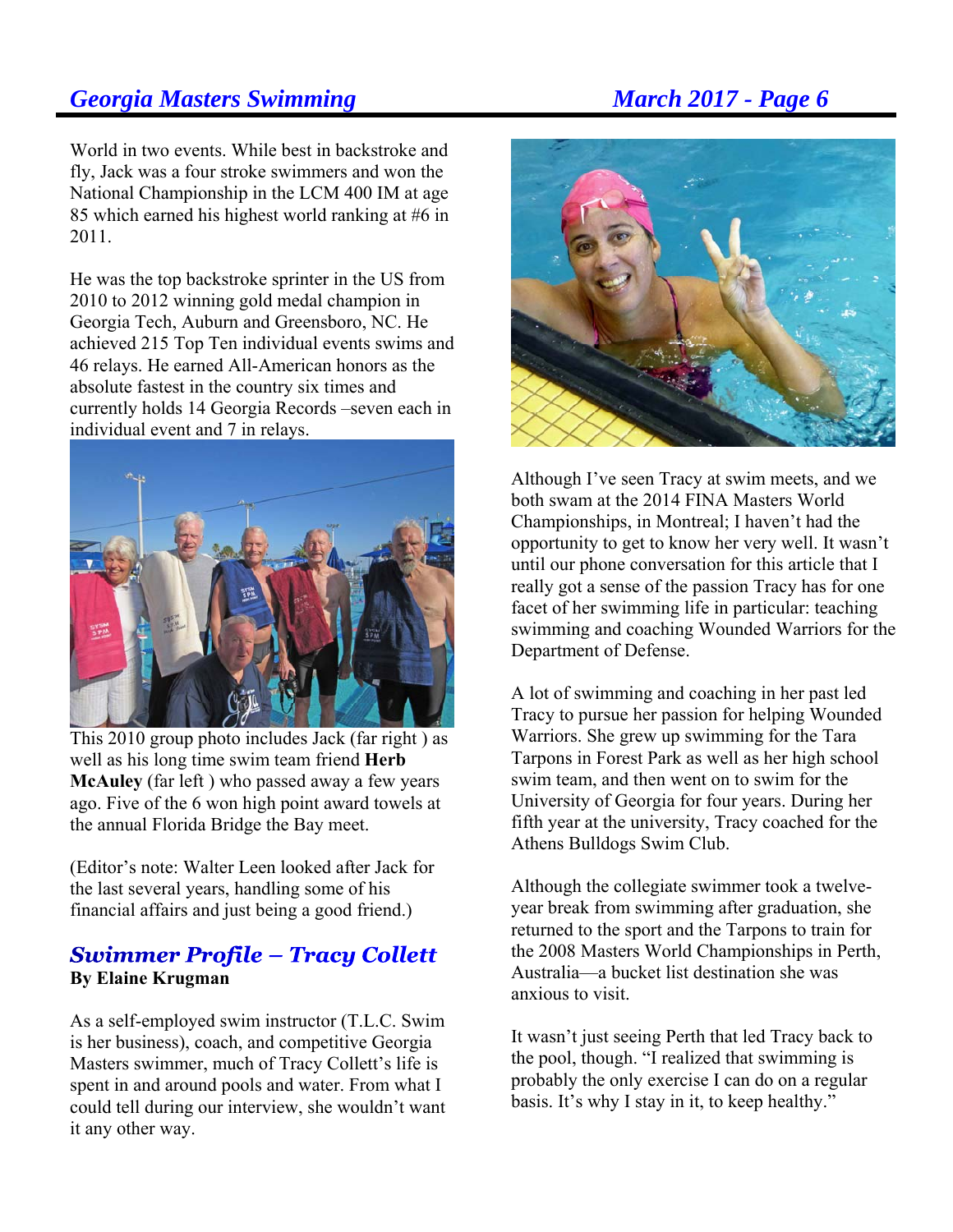World in two events. While best in backstroke and fly, Jack was a four stroke swimmers and won the National Championship in the LCM 400 IM at age 85 which earned his highest world ranking at #6 in 2011.

He was the top backstroke sprinter in the US from 2010 to 2012 winning gold medal champion in Georgia Tech, Auburn and Greensboro, NC. He achieved 215 Top Ten individual events swims and 46 relays. He earned All-American honors as the absolute fastest in the country six times and currently holds 14 Georgia Records –seven each in individual event and 7 in relays.

This 2010 group photo includes Jack (far right ) as well as his long time swim team friend **Herb McAuley** (far left ) who passed away a few years ago. Five of the 6 won high point award towels at the annual Florida Bridge the Bay meet.

(Editor's note: Walter Leen looked after Jack for the last several years, handling some of his financial affairs and just being a good friend.)

## *Swimmer Profile – Tracy Collett*

**By Elaine Krugman**

As a self-employed swim instructor (T.L.C. Swim is her business), coach, and competitive Georgia Masters swimmer, much of Tracy Collett's life is spent in and around pools and water. From what I could tell during our interview, she wouldn't want it any other way.

Although I've seen Tracy at swim meets, and we both swam at the 2014 FINA Masters World Championships, in Montreal; I haven't had the opportunity to get to know her very well. It wasn't until our phone conversation for this article that I really got a sense of the passion Tracy has for one facet of her swimming life in particular: teaching swimming and coaching Wounded Warriors for the Department of Defense.

A lot of swimming and coaching in her past led Tracy to pursue her passion for helping Wounded Warriors. She grew up swimming for the Tara Tarpons in Forest Park as well as her high school swim team, and then went on to swim for the University of Georgia for four years. During her fifth year at the university, Tracy coached for the Athens Bulldogs Swim Club.

Although the collegiate swimmer took a twelve-year break from swimming after graduation, she returned to the sport and the Tarpons to train for the 2008 Masters World Championships in Perth, Australia—a bucket list destination she was anxious to visit.

It wasn't just seeing Perth that led Tracy back to the pool, though. "I realized that swimming is probably the only exercise I can do on a regular basis. It's why I stay in it, to keep healthy."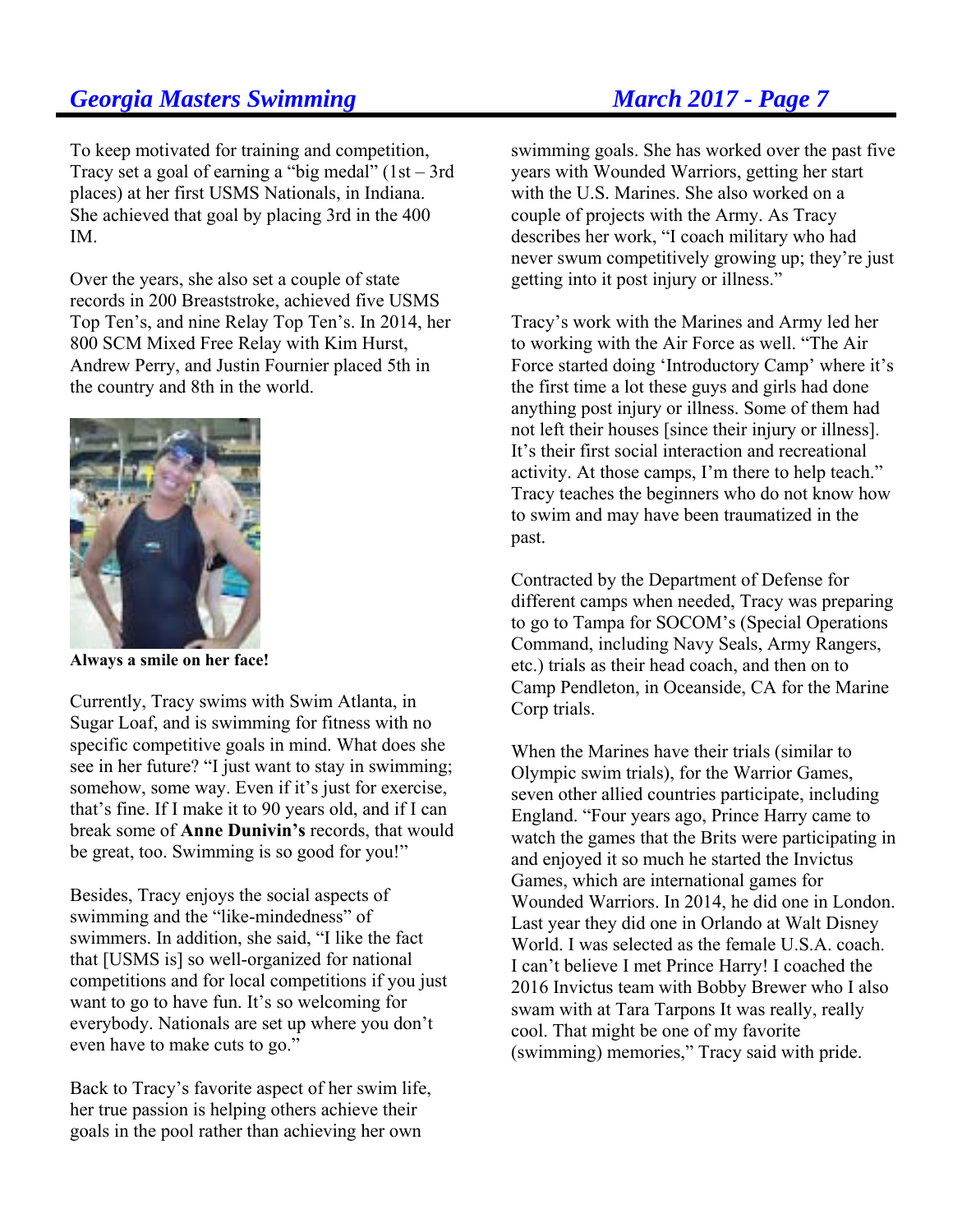To keep motivated for training and competition, Tracy set a goal of earning a "big medal" (1st – 3rd places) at her first USMS Nationals, in Indiana. She achieved that goal by placing 3rd in the 400 IM.

Over the years, she also set a couple of state records in 200 Breaststroke, achieved five USMS Top Ten's, and nine Relay Top Ten's. In 2014, her 800 SCM Mixed Free Relay with Kim Hurst, Andrew Perry, and Justin Fournier placed 5th in the country and 8th in the world.

**Always a smile on her face!**

Currently, Tracy swims with Swim Atlanta, in Sugar Loaf, and is swimming for fitness with no specific competitive goals in mind. What does she see in her future? "I just want to stay in swimming; somehow, some way. Even if it's just for exercise, that's fine. If I make it to 90 years old, and if I can break some of **Anne Dunivin's** records, that would be great, too. Swimming is so good for you!"

Besides, Tracy enjoys the social aspects of swimming and the "like-mindedness" of swimmers. In addition, she said, "I like the fact that [USMS is] so well-organized for national competitions and for local competitions if you just want to go to have fun. It's so welcoming for everybody. Nationals are set up where you don't even have to make cuts to go."

Back to Tracy's favorite aspect of her swim life, her true passion is helping others achieve their goals in the pool rather than achieving her own swimming goals. She has worked over the past five years with Wounded Warriors, getting her start with the U.S. Marines. She also worked on a couple of projects with the Army. As Tracy describes her work, "I coach military who had never swum competitively growing up; they're just getting into it post injury or illness."

Tracy's work with the Marines and Army led her to working with the Air Force as well. "The Air Force started doing 'Introductory Camp' where it's the first time a lot these guys and girls had done anything post injury or illness. Some of them had not left their houses [since their injury or illness]. It's their first social interaction and recreational activity. At those camps, I'm there to help teach." Tracy teaches the beginners who do not know how to swim and may have been traumatized in the past.

Contracted by the Department of Defense for different camps when needed, Tracy was preparing to go to Tampa for SOCOM's (Special Operations Command, including Navy Seals, Army Rangers, etc.) trials as their head coach, and then on to Camp Pendleton, in Oceanside, CA for the Marine Corp trials.

When the Marines have their trials (similar to Olympic swim trials), for the Warrior Games, seven other allied countries participate, including England. "Four years ago, Prince Harry came to watch the games that the Brits were participating in and enjoyed it so much he started the Invictus Games, which are international games for Wounded Warriors. In 2014, he did one in London. Last year they did one in Orlando at Walt Disney World. I was selected as the female U.S.A. coach. I can't believe I met Prince Harry! I coached the 2016 Invictus team with Bobby Brewer who I also swam with at Tara Tarpons It was really, really cool. That might be one of my favorite (swimming) memories," Tracy said with pride.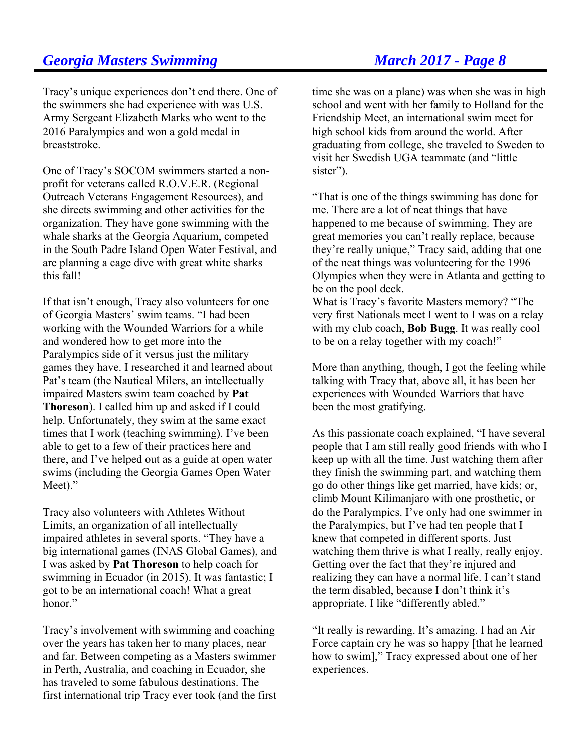Tracy's unique experiences don't end there. One of the swimmers she had experience with was U.S. Army Sergeant Elizabeth Marks who went to the 2016 Paralympics and won a gold medal in breaststroke.

One of Tracy's SOCOM swimmers started a non-profit for veterans called R.O.V.E.R. (Regional Outreach Veterans Engagement Resources), and she directs swimming and other activities for the organization. They have gone swimming with the whale sharks at the Georgia Aquarium, competed in the South Padre Island Open Water Festival, and are planning a cage dive with great white sharks this fall!

If that isn't enough, Tracy also volunteers for one of Georgia Masters' swim teams. "I had been working with the Wounded Warriors for a while and wondered how to get more into the Paralympics side of it versus just the military games they have. I researched it and learned about Pat's team (the Nautical Milers, an intellectually impaired Masters swim team coached by **Pat Thoreson**). I called him up and asked if I could help. Unfortunately, they swim at the same exact times that I work (teaching swimming). I've been able to get to a few of their practices here and there, and I've helped out as a guide at open water swims (including the Georgia Games Open Water Meet)."

Tracy also volunteers with Athletes Without Limits, an organization of all intellectually impaired athletes in several sports. "They have a big international games (INAS Global Games), and I was asked by **Pat Thoreson** to help coach for swimming in Ecuador (in 2015). It was fantastic; I got to be an international coach! What a great honor."

Tracy's involvement with swimming and coaching over the years has taken her to many places, near and far. Between competing as a Masters swimmer in Perth, Australia, and coaching in Ecuador, she has traveled to some fabulous destinations. The first international trip Tracy ever took (and the first time she was on a plane) was when she was in high school and went with her family to Holland for the Friendship Meet, an international swim meet for high school kids from around the world. After graduating from college, she traveled to Sweden to visit her Swedish UGA teammate (and "little sister").

"That is one of the things swimming has done for me. There are a lot of neat things that have happened to me because of swimming. They are great memories you can't really replace, because they're really unique," Tracy said, adding that one of the neat things was volunteering for the 1996 Olympics when they were in Atlanta and getting to be on the pool deck.

What is Tracy's favorite Masters memory? "The very first Nationals meet I went to I was on a relay with my club coach, **Bob Bugg**. It was really cool to be on a relay together with my coach!"

More than anything, though, I got the feeling while talking with Tracy that, above all, it has been her experiences with Wounded Warriors that have been the most gratifying.

As this passionate coach explained, "I have several people that I am still really good friends with who I keep up with all the time. Just watching them after they finish the swimming part, and watching them go do other things like get married, have kids; or, climb Mount Kilimanjaro with one prosthetic, or do the Paralympics. I've only had one swimmer in the Paralympics, but I've had ten people that I knew that competed in different sports. Just watching them thrive is what I really, really enjoy. Getting over the fact that they're injured and realizing they can have a normal life. I can't stand the term disabled, because I don't think it's appropriate. I like "differently abled."

"It really is rewarding. It's amazing. I had an Air Force captain cry he was so happy [that he learned how to swim]," Tracy expressed about one of her experiences.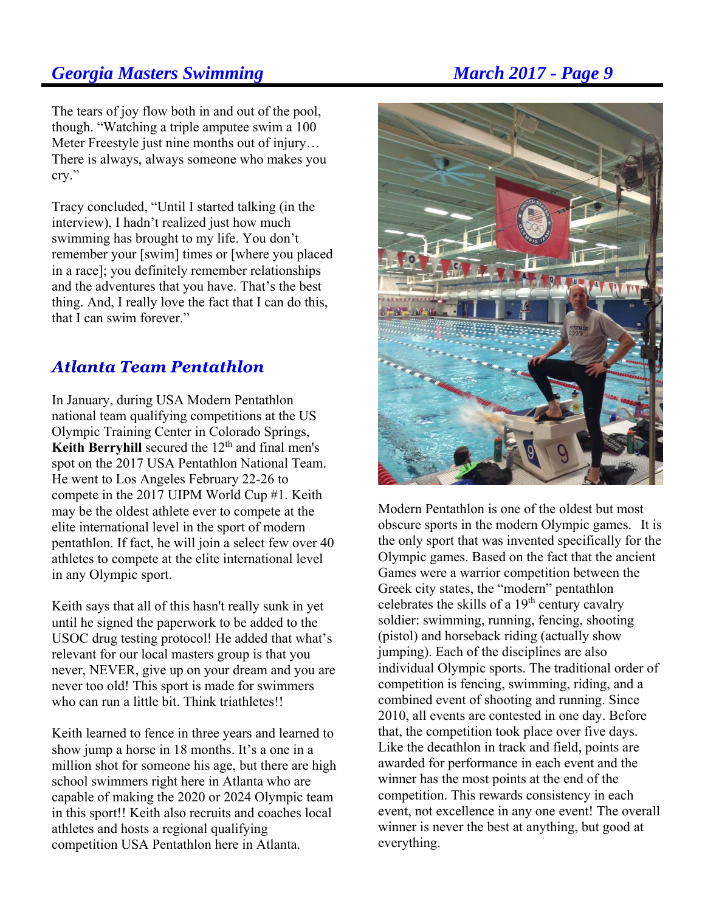The tears of joy flow both in and out of the pool, though. "Watching a triple amputee swim a 100 Meter Freestyle just nine months out of injury… There is always, always someone who makes you cry."

Tracy concluded, "Until I started talking (in the interview), I hadn't realized just how much swimming has brought to my life. You don't remember your [swim] times or [where you placed in a race]; you definitely remember relationships and the adventures that you have. That's the best thing. And, I really love the fact that I can do this, that I can swim forever."

## *Atlanta Team Pentathlon*

In January, during USA Modern Pentathlon national team qualifying competitions at the US Olympic Training Center in Colorado Springs, **Keith Berryhill** secured the 12th and final men's spot on the 2017 USA Pentathlon National Team. He went to Los Angeles February 22-26 to compete in the 2017 UIPM World Cup #1. Keith may be the oldest athlete ever to compete at the elite international level in the sport of modern pentathlon. If fact, he will join a select few over 40 athletes to compete at the elite international level in any Olympic sport.

Keith says that all of this hasn't really sunk in yet until he signed the paperwork to be added to the USOC drug testing protocol! He added that what's relevant for our local masters group is that you never, NEVER, give up on your dream and you are never too old! This sport is made for swimmers who can run a little bit. Think triathletes!!

Keith learned to fence in three years and learned to show jump a horse in 18 months. It's a one in a million shot for someone his age, but there are high school swimmers right here in Atlanta who are capable of making the 2020 or 2024 Olympic team in this sport!! Keith also recruits and coaches local athletes and hosts a regional qualifying competition USA Pentathlon here in Atlanta.

Modern Pentathlon is one of the oldest but most obscure sports in the modern Olympic games. It is the only sport that was invented specifically for the Olympic games. Based on the fact that the ancient Games were a warrior competition between the Greek city states, the "modern" pentathlon celebrates the skills of a 19th century cavalry soldier: swimming, running, fencing, shooting (pistol) and horseback riding (actually show jumping). Each of the disciplines are also individual Olympic sports. The traditional order of competition is fencing, swimming, riding, and a combined event of shooting and running. Since 2010, all events are contested in one day. Before that, the competition took place over five days. Like the decathlon in track and field, points are awarded for performance in each event and the winner has the most points at the end of the competition. This rewards consistency in each event, not excellence in any one event! The overall winner is never the best at anything, but good at everything.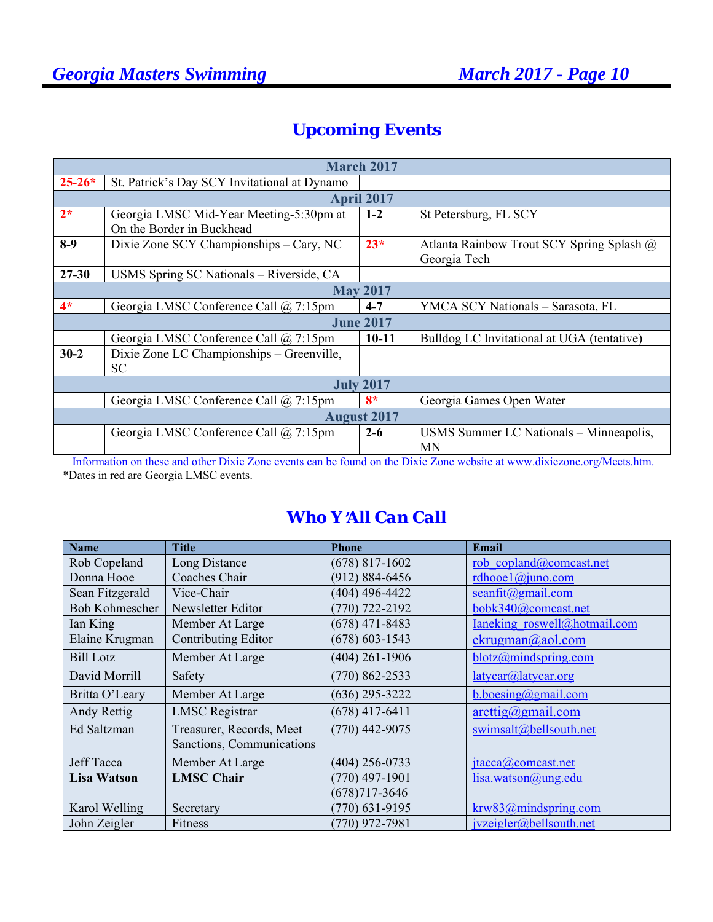# Upcoming Events

| March 2017 | | | |
|---|---|---|---|
| 25-26* | St. Patrick's Day SCY Invitational at Dynamo | | |
| **April 2017** | | | |
| 2* | Georgia LMSC Mid-Year Meeting-5:30pm at On the Border in Buckhead | 1-2 | St Petersburg, FL SCY |
| 8-9 | Dixie Zone SCY Championships – Cary, NC | 23* | Atlanta Rainbow Trout SCY Spring Splash @ Georgia Tech |
| 27-30 | USMS Spring SC Nationals – Riverside, CA | | |
| **May 2017** | | | |
| 4* | Georgia LMSC Conference Call @ 7:15pm | 4-7 | YMCA SCY Nationals – Sarasota, FL |
| **June 2017** | | | |
| | Georgia LMSC Conference Call @ 7:15pm | 10-11 | Bulldog LC Invitational at UGA (tentative) |
| 30-2 | Dixie Zone LC Championships – Greenville, SC | | |
| **July 2017** | | | |
| | Georgia LMSC Conference Call @ 7:15pm | 8* | Georgia Games Open Water |
| **August 2017** | | | |
| | Georgia LMSC Conference Call @ 7:15pm | 2-6 | USMS Summer LC Nationals – Minneapolis, MN |

Information on these and other Dixie Zone events can be found on the Dixie Zone website at www.dixiezone.org/Meets.htm.

*Dates in red are Georgia LMSC events.

# Who Y'All Can Call

| Name | Title | Phone | Email |
|---|---|---|---|
| Rob Copeland | Long Distance | (678) 817-1602 | rob_copland@comcast.net |
| Donna Hooe | Coaches Chair | (912) 884-6456 | rdhooe1@juno.com |
| Sean Fitzgerald | Vice-Chair | (404) 496-4422 | seanfit@gmail.com |
| Bob Kohmescher | Newsletter Editor | (770) 722-2192 | bobk340@comcast.net |
| Ian King | Member At Large | (678) 471-8483 | Ianeking_roswell@hotmail.com |
| Elaine Krugman | Contributing Editor | (678) 603-1543 | ekrugman@aol.com |
| Bill Lotz | Member At Large | (404) 261-1906 | blotz@mindspring.com |
| David Morrill | Safety | (770) 862-2533 | latycar@latycar.org |
| Britta O'Leary | Member At Large | (636) 295-3222 | b.boesing@gmail.com |
| Andy Rettig | LMSC Registrar | (678) 417-6411 | arettig@gmail.com |
| Ed Saltzman | Treasurer, Records, Meet Sanctions, Communications | (770) 442-9075 | swimsalt@bellsouth.net |
| Jeff Tacca | Member At Large | (404) 256-0733 | jtacca@comcast.net |
| **Lisa Watson** | **LMSC Chair** | (770) 497-1901 (678)717-3646 | lisa.watson@ung.edu |
| Karol Welling | Secretary | (770) 631-9195 | krw83@mindspring.com |
| John Zeigler | Fitness | (770) 972-7981 | jvzeigler@bellsouth.net |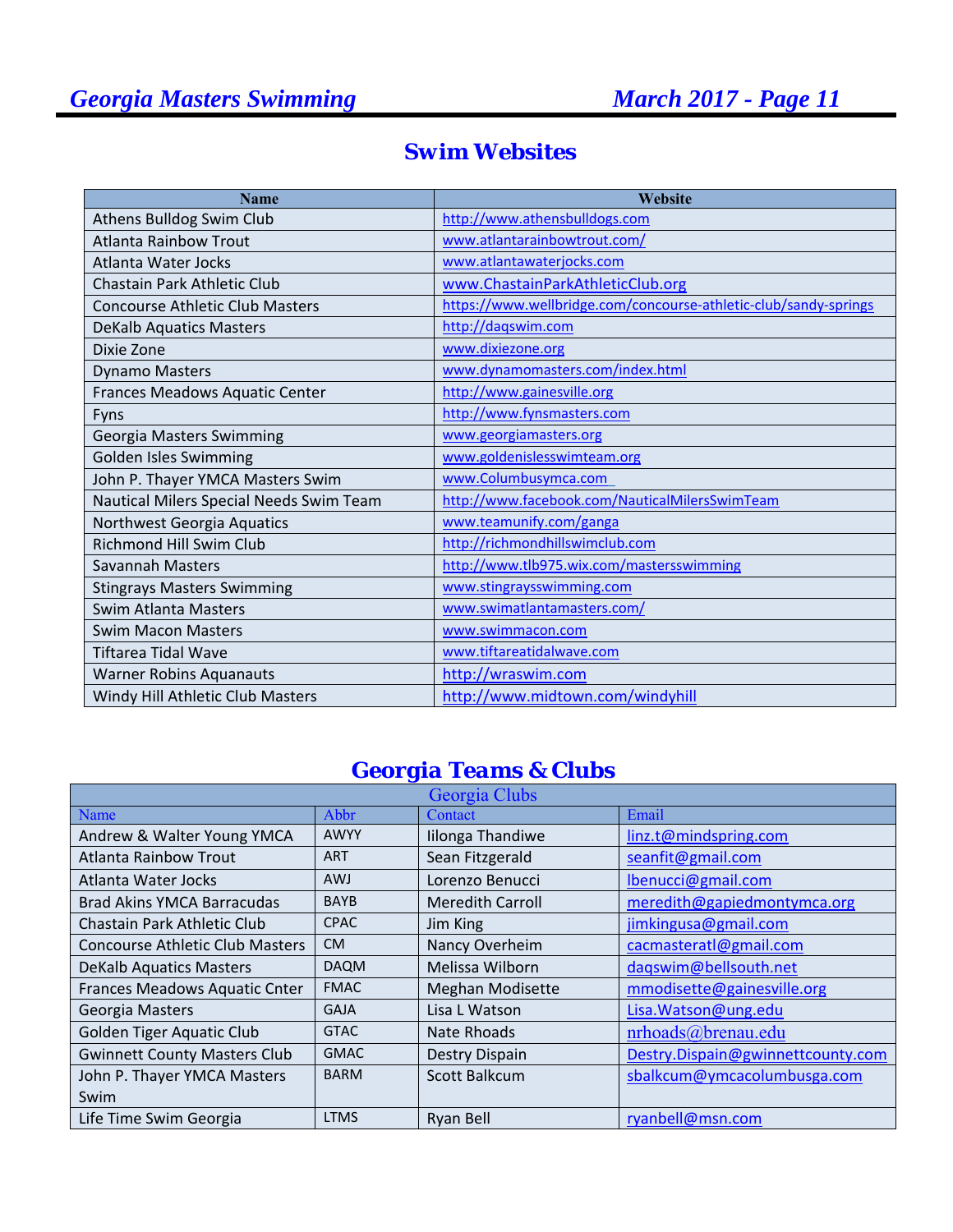## Swim Websites

| Name | Website |
|---|---|
| Athens Bulldog Swim Club | http://www.athensbulldogs.com |
| Atlanta Rainbow Trout | www.atlantarainbowtrout.com/ |
| Atlanta Water Jocks | www.atlantawaterjocks.com |
| Chastain Park Athletic Club | www.ChastainParkAthleticClub.org |
| Concourse Athletic Club Masters | https://www.wellbridge.com/concourse-athletic-club/sandy-springs |
| DeKalb Aquatics Masters | http://daqswim.com |
| Dixie Zone | www.dixiezone.org |
| Dynamo Masters | www.dynamomasters.com/index.html |
| Frances Meadows Aquatic Center | http://www.gainesville.org |
| Fyns | http://www.fynsmasters.com |
| Georgia Masters Swimming | www.georgiamasters.org |
| Golden Isles Swimming | www.goldenislesswimteam.org |
| John P. Thayer YMCA Masters Swim | www.Columbusymca.com |
| Nautical Milers Special Needs Swim Team | http://www.facebook.com/NauticalMilersSwimTeam |
| Northwest Georgia Aquatics | www.teamunify.com/ganga |
| Richmond Hill Swim Club | http://richmondhillswimclub.com |
| Savannah Masters | http://www.tlb975.wix.com/mastersswimming |
| Stingrays Masters Swimming | www.stingraysswimming.com |
| Swim Atlanta Masters | www.swimatlantamasters.com/ |
| Swim Macon Masters | www.swimmacon.com |
| Tiftarea Tidal Wave | www.tiftareatidalwave.com |
| Warner Robins Aquanauts | http://wraswim.com |
| Windy Hill Athletic Club Masters | http://www.midtown.com/windyhill |

## Georgia Teams & Clubs

| Georgia Clubs | | | |
|---|---|---|---|
| Name | Abbr | Contact | Email |
| Andrew & Walter Young YMCA | AWYY | Iilonga Thandiwe | linz.t@mindspring.com |
| Atlanta Rainbow Trout | ART | Sean Fitzgerald | seanfit@gmail.com |
| Atlanta Water Jocks | AWJ | Lorenzo Benucci | lbenucci@gmail.com |
| Brad Akins YMCA Barracudas | BAYB | Meredith Carroll | meredith@gapiedmontymca.org |
| Chastain Park Athletic Club | CPAC | Jim King | jimkingusa@gmail.com |
| Concourse Athletic Club Masters | CM | Nancy Overheim | cacmasteratl@gmail.com |
| DeKalb Aquatics Masters | DAQM | Melissa Wilborn | daqswim@bellsouth.net |
| Frances Meadows Aquatic Cnter | FMAC | Meghan Modisette | mmodisette@gainesville.org |
| Georgia Masters | GAJA | Lisa L Watson | Lisa.Watson@ung.edu |
| Golden Tiger Aquatic Club | GTAC | Nate Rhoads | nrhoads@brenau.edu |
| Gwinnett County Masters Club | GMAC | Destry Dispain | Destry.Dispain@gwinnettcounty.com |
| John P. Thayer YMCA Masters Swim | BARM | Scott Balkcum | sbalkcum@ymcacolumbusga.com |
| Life Time Swim Georgia | LTMS | Ryan Bell | ryanbell@msn.com |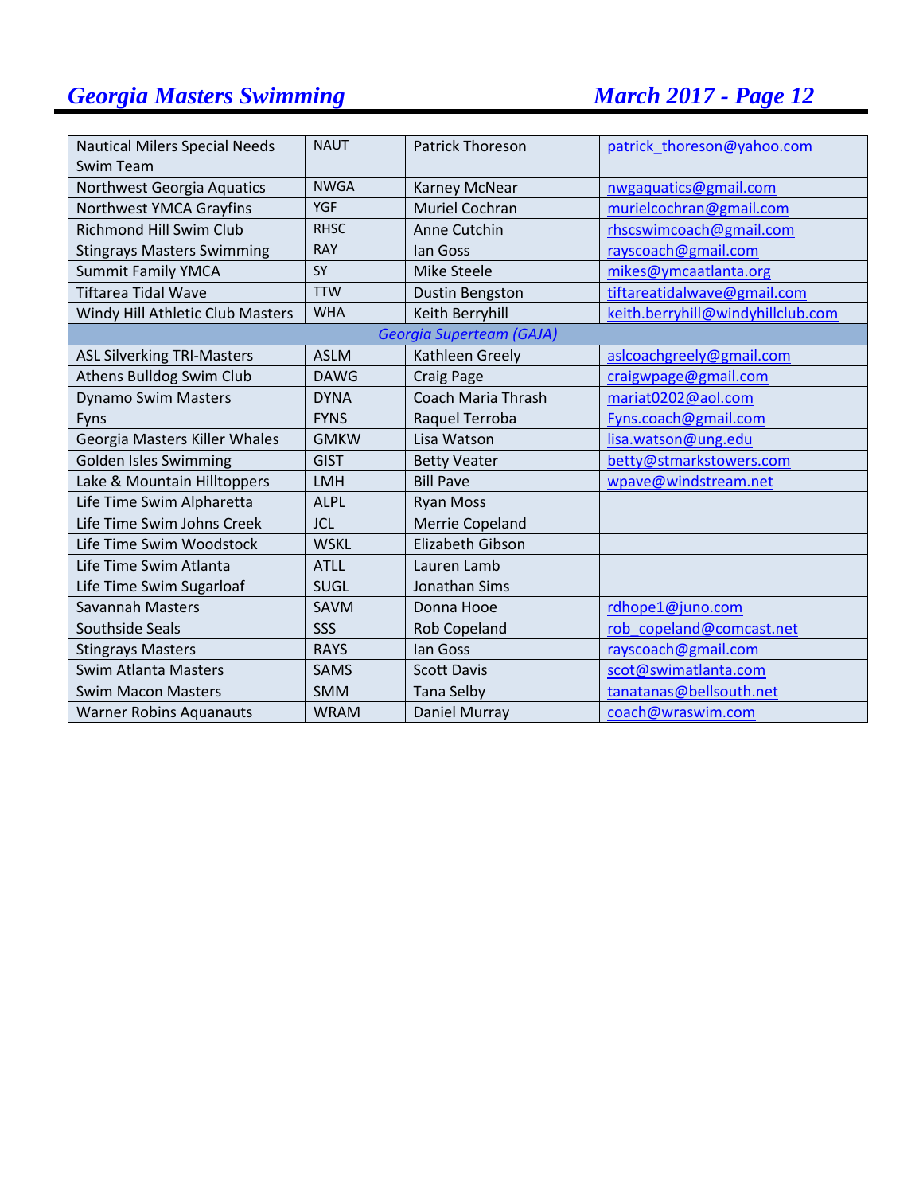| | | | |
|---|---|---|---|
| Nautical Milers Special Needs Swim Team | NAUT | Patrick Thoreson | patrick_thoreson@yahoo.com |
| Northwest Georgia Aquatics | NWGA | Karney McNear | nwgaquatics@gmail.com |
| Northwest YMCA Grayfins | YGF | Muriel Cochran | murielcochran@gmail.com |
| Richmond Hill Swim Club | RHSC | Anne Cutchin | rhscswimcoach@gmail.com |
| Stingrays Masters Swimming | RAY | Ian Goss | rayscoach@gmail.com |
| Summit Family YMCA | SY | Mike Steele | mikes@ymcaatlanta.org |
| Tiftarea Tidal Wave | TTW | Dustin Bengston | tiftareatidalwave@gmail.com |
| Windy Hill Athletic Club Masters | WHA | Keith Berryhill | keith.berryhill@windyhillclub.com |
| *Georgia Superteam (GAJA)* | | | |
| ASL Silverking TRI-Masters | ASLM | Kathleen Greely | aslcoachgreely@gmail.com |
| Athens Bulldog Swim Club | DAWG | Craig Page | craigwpage@gmail.com |
| Dynamo Swim Masters | DYNA | Coach Maria Thrash | mariat0202@aol.com |
| Fyns | FYNS | Raquel Terroba | Fyns.coach@gmail.com |
| Georgia Masters Killer Whales | GMKW | Lisa Watson | lisa.watson@ung.edu |
| Golden Isles Swimming | GIST | Betty Veater | betty@stmarkstowers.com |
| Lake & Mountain Hilltoppers | LMH | Bill Pave | wpave@windstream.net |
| Life Time Swim Alpharetta | ALPL | Ryan Moss | |
| Life Time Swim Johns Creek | JCL | Merrie Copeland | |
| Life Time Swim Woodstock | WSKL | Elizabeth Gibson | |
| Life Time Swim Atlanta | ATLL | Lauren Lamb | |
| Life Time Swim Sugarloaf | SUGL | Jonathan Sims | |
| Savannah Masters | SAVM | Donna Hooe | rdhope1@juno.com |
| Southside Seals | SSS | Rob Copeland | rob_copeland@comcast.net |
| Stingrays Masters | RAYS | Ian Goss | rayscoach@gmail.com |
| Swim Atlanta Masters | SAMS | Scott Davis | scot@swimatlanta.com |
| Swim Macon Masters | SMM | Tana Selby | tanatanas@bellsouth.net |
| Warner Robins Aquanauts | WRAM | Daniel Murray | coach@wraswim.com |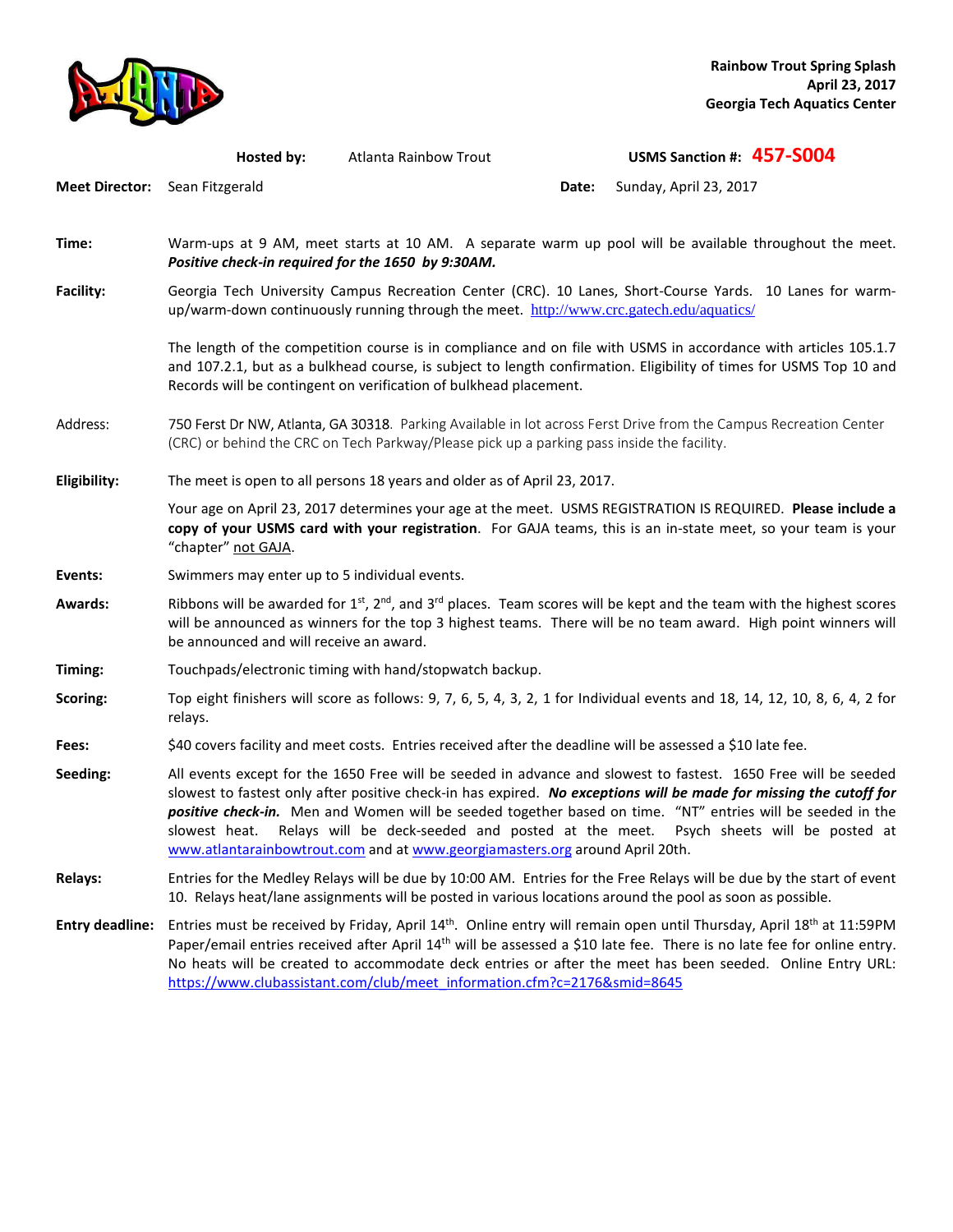**Rainbow Trout Spring Splash**
**April 23, 2017**
**Georgia Tech Aquatics Center**

**Hosted by:** Atlanta Rainbow Trout **USMS Sanction #:** **457-S004**

**Meet Director:** Sean Fitzgerald **Date:** Sunday, April 23, 2017

**Time:** Warm-ups at 9 AM, meet starts at 10 AM. A separate warm up pool will be available throughout the meet. ***Positive check-in required for the 1650 by 9:30AM.***

**Facility:** Georgia Tech University Campus Recreation Center (CRC). 10 Lanes, Short-Course Yards. 10 Lanes for warm-up/warm-down continuously running through the meet. http://www.crc.gatech.edu/aquatics/

The length of the competition course is in compliance and on file with USMS in accordance with articles 105.1.7 and 107.2.1, but as a bulkhead course, is subject to length confirmation. Eligibility of times for USMS Top 10 and Records will be contingent on verification of bulkhead placement.

Address: 750 Ferst Dr NW, Atlanta, GA 30318. Parking Available in lot across Ferst Drive from the Campus Recreation Center (CRC) or behind the CRC on Tech Parkway/Please pick up a parking pass inside the facility.

**Eligibility:** The meet is open to all persons 18 years and older as of April 23, 2017.

Your age on April 23, 2017 determines your age at the meet. USMS REGISTRATION IS REQUIRED. **Please include a copy of your USMS card with your registration**. For GAJA teams, this is an in-state meet, so your team is your "chapter" not GAJA.

**Events:** Swimmers may enter up to 5 individual events.

**Awards:** Ribbons will be awarded for 1st, 2nd, and 3rd places. Team scores will be kept and the team with the highest scores will be announced as winners for the top 3 highest teams. There will be no team award. High point winners will be announced and will receive an award.

**Timing:** Touchpads/electronic timing with hand/stopwatch backup.

**Scoring:** Top eight finishers will score as follows: 9, 7, 6, 5, 4, 3, 2, 1 for Individual events and 18, 14, 12, 10, 8, 6, 4, 2 for relays.

**Fees:** $40 covers facility and meet costs. Entries received after the deadline will be assessed a $10 late fee.

**Seeding:** All events except for the 1650 Free will be seeded in advance and slowest to fastest. 1650 Free will be seeded slowest to fastest only after positive check-in has expired. ***No exceptions will be made for missing the cutoff for positive check-in.*** Men and Women will be seeded together based on time. "NT" entries will be seeded in the slowest heat. Relays will be deck-seeded and posted at the meet. Psych sheets will be posted at www.atlantarainbowtrout.com and at www.georgiamasters.org around April 20th.

**Relays:** Entries for the Medley Relays will be due by 10:00 AM. Entries for the Free Relays will be due by the start of event 10. Relays heat/lane assignments will be posted in various locations around the pool as soon as possible.

**Entry deadline:** Entries must be received by Friday, April 14th. Online entry will remain open until Thursday, April 18th at 11:59PM Paper/email entries received after April 14th will be assessed a $10 late fee. There is no late fee for online entry. No heats will be created to accommodate deck entries or after the meet has been seeded. Online Entry URL: https://www.clubassistant.com/club/meet_information.cfm?c=2176&smid=8645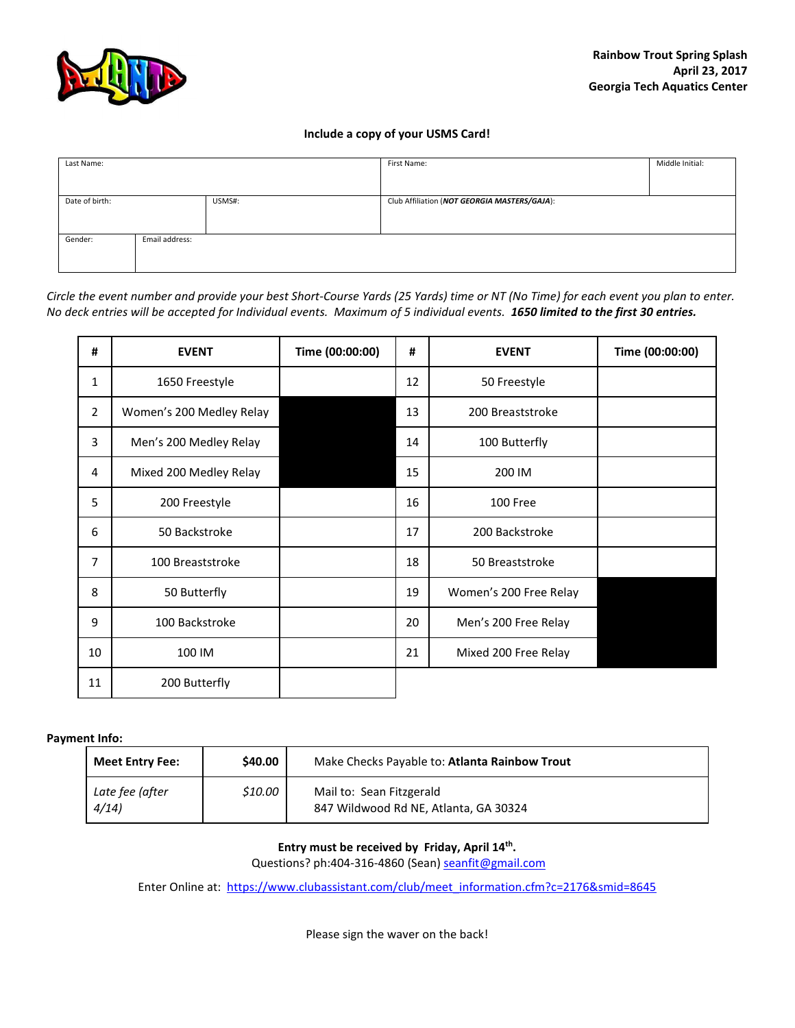**Rainbow Trout Spring Splash**
**April 23, 2017**
**Georgia Tech Aquatics Center**

**Include a copy of your USMS Card!**

| Last Name: | | First Name: | Middle Initial: |
|---|---|---|---|
| Date of birth: | USMS#: | Club Affiliation (***NOT GEORGIA MASTERS/GAJA***): | |
| Gender: | Email address: | | |

*Circle the event number and provide your best Short-Course Yards (25 Yards) time or NT (No Time) for each event you plan to enter. No deck entries will be accepted for Individual events. Maximum of 5 individual events.* ***1650 limited to the first 30 entries.***

| # | EVENT | Time (00:00:00) | # | EVENT | Time (00:00:00) |
|---|---|---|---|---|---|
| 1 | 1650 Freestyle | | 12 | 50 Freestyle | |
| 2 | Women's 200 Medley Relay | | 13 | 200 Breaststroke | |
| 3 | Men's 200 Medley Relay | | 14 | 100 Butterfly | |
| 4 | Mixed 200 Medley Relay | | 15 | 200 IM | |
| 5 | 200 Freestyle | | 16 | 100 Free | |
| 6 | 50 Backstroke | | 17 | 200 Backstroke | |
| 7 | 100 Breaststroke | | 18 | 50 Breaststroke | |
| 8 | 50 Butterfly | | 19 | Women's 200 Free Relay | |
| 9 | 100 Backstroke | | 20 | Men's 200 Free Relay | |
| 10 | 100 IM | | 21 | Mixed 200 Free Relay | |
| 11 | 200 Butterfly | | | | |

**Payment Info:**

| **Meet Entry Fee:** | **$40.00** | Make Checks Payable to: **Atlanta Rainbow Trout** |
|---|---|---|
| *Late fee (after 4/14)* | *$10.00* | Mail to: Sean Fitzgerald<br>847 Wildwood Rd NE, Atlanta, GA 30324 |

**Entry must be received by Friday, April 14th.**
Questions? ph:404-316-4860 (Sean) seanfit@gmail.com

Enter Online at: https://www.clubassistant.com/club/meet_information.cfm?c=2176&smid=8645

Please sign the waver on the back!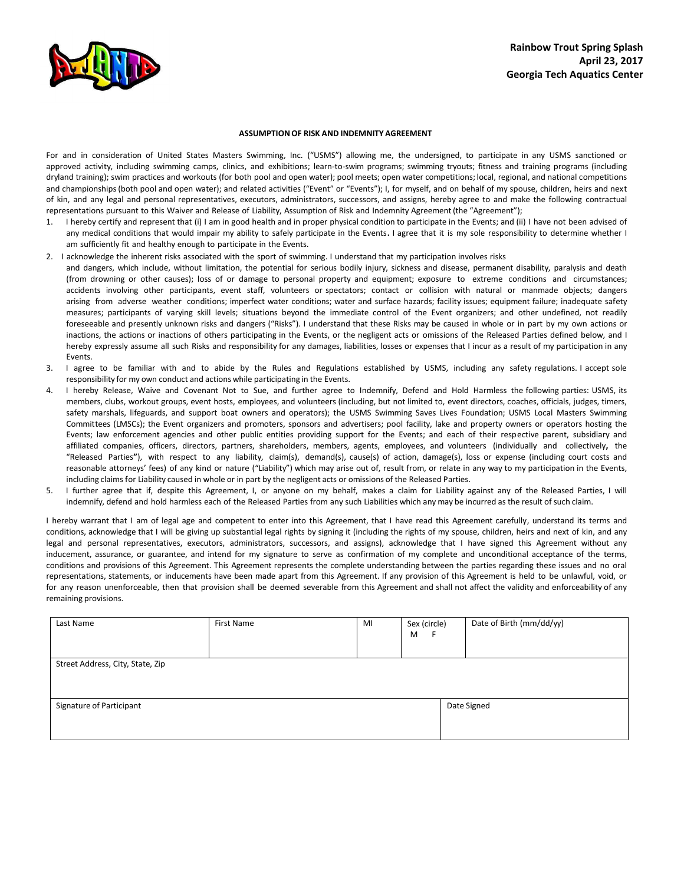**Rainbow Trout Spring Splash**
**April 23, 2017**
**Georgia Tech Aquatics Center**

## ASSUMPTION OF RISK AND INDEMNITY AGREEMENT

For and in consideration of United States Masters Swimming, Inc. ("USMS") allowing me, the undersigned, to participate in any USMS sanctioned or approved activity, including swimming camps, clinics, and exhibitions; learn-to-swim programs; swimming tryouts; fitness and training programs (including dryland training); swim practices and workouts (for both pool and open water); pool meets; open water competitions; local, regional, and national competitions and championships (both pool and open water); and related activities ("Event" or "Events"); I, for myself, and on behalf of my spouse, children, heirs and next of kin, and any legal and personal representatives, executors, administrators, successors, and assigns, hereby agree to and make the following contractual representations pursuant to this Waiver and Release of Liability, Assumption of Risk and Indemnity Agreement (the "Agreement");

1. I hereby certify and represent that (i) I am in good health and in proper physical condition to participate in the Events; and (ii) I have not been advised of any medical conditions that would impair my ability to safely participate in the Events. I agree that it is my sole responsibility to determine whether I am sufficiently fit and healthy enough to participate in the Events.
2. I acknowledge the inherent risks associated with the sport of swimming. I understand that my participation involves risks and dangers, which include, without limitation, the potential for serious bodily injury, sickness and disease, permanent disability, paralysis and death (from drowning or other causes); loss of or damage to personal property and equipment; exposure to extreme conditions and circumstances; accidents involving other participants, event staff, volunteers or spectators; contact or collision with natural or manmade objects; dangers arising from adverse weather conditions; imperfect water conditions; water and surface hazards; facility issues; equipment failure; inadequate safety measures; participants of varying skill levels; situations beyond the immediate control of the Event organizers; and other undefined, not readily foreseeable and presently unknown risks and dangers ("Risks"). I understand that these Risks may be caused in whole or in part by my own actions or inactions, the actions or inactions of others participating in the Events, or the negligent acts or omissions of the Released Parties defined below, and I hereby expressly assume all such Risks and responsibility for any damages, liabilities, losses or expenses that I incur as a result of my participation in any Events.
3. I agree to be familiar with and to abide by the Rules and Regulations established by USMS, including any safety regulations. I accept sole responsibility for my own conduct and actions while participating in the Events.
4. I hereby Release, Waive and Covenant Not to Sue, and further agree to Indemnify, Defend and Hold Harmless the following parties: USMS, its members, clubs, workout groups, event hosts, employees, and volunteers (including, but not limited to, event directors, coaches, officials, judges, timers, safety marshals, lifeguards, and support boat owners and operators); the USMS Swimming Saves Lives Foundation; USMS Local Masters Swimming Committees (LMSCs); the Event organizers and promoters, sponsors and advertisers; pool facility, lake and property owners or operators hosting the Events; law enforcement agencies and other public entities providing support for the Events; and each of their respective parent, subsidiary and affiliated companies, officers, directors, partners, shareholders, members, agents, employees, and volunteers (individually and collectively, the "Released Parties"), with respect to any liability, claim(s), demand(s), cause(s) of action, damage(s), loss or expense (including court costs and reasonable attorneys' fees) of any kind or nature ("Liability") which may arise out of, result from, or relate in any way to my participation in the Events, including claims for Liability caused in whole or in part by the negligent acts or omissions of the Released Parties.
5. I further agree that if, despite this Agreement, I, or anyone on my behalf, makes a claim for Liability against any of the Released Parties, I will indemnify, defend and hold harmless each of the Released Parties from any such Liabilities which any may be incurred as the result of such claim.

I hereby warrant that I am of legal age and competent to enter into this Agreement, that I have read this Agreement carefully, understand its terms and conditions, acknowledge that I will be giving up substantial legal rights by signing it (including the rights of my spouse, children, heirs and next of kin, and any legal and personal representatives, executors, administrators, successors, and assigns), acknowledge that I have signed this Agreement without any inducement, assurance, or guarantee, and intend for my signature to serve as confirmation of my complete and unconditional acceptance of the terms, conditions and provisions of this Agreement. This Agreement represents the complete understanding between the parties regarding these issues and no oral representations, statements, or inducements have been made apart from this Agreement. If any provision of this Agreement is held to be unlawful, void, or for any reason unenforceable, then that provision shall be deemed severable from this Agreement and shall not affect the validity and enforceability of any remaining provisions.

| Last Name | First Name | MI | Sex (circle) M F | Date of Birth (mm/dd/yy) |
|---|---|---|---|---|
| Street Address, City, State, Zip | | | | |
| Signature of Participant | | | | Date Signed |